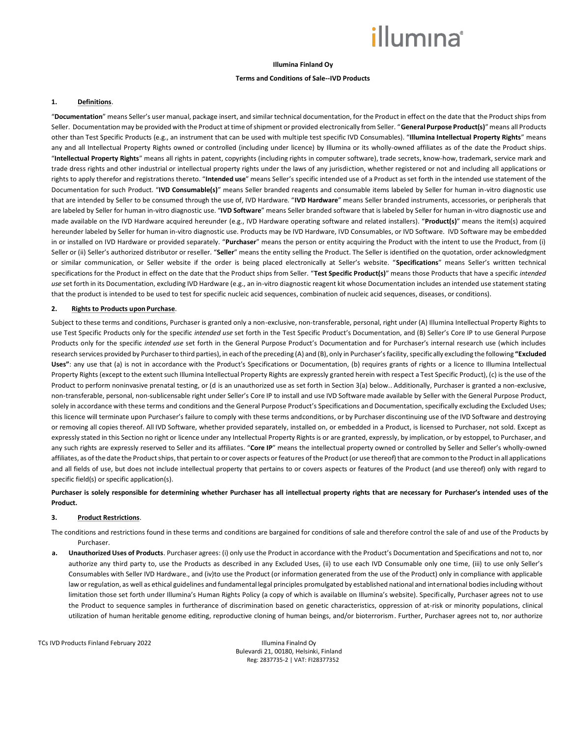**Illumina Finland Oy**

**Terms and Conditions of Sale--IVD Products**

## 1. Definitions.

"**Documentation**" means Seller's user manual, package insert, and similar technical documentation, for the Product in effect on the date that the Product ships from Seller. Documentation may be provided with the Product at time of shipment or provided electronically from Seller. "**General Purpose Product(s)**" means all Products other than Test Specific Products (e.g., an instrument that can be used with multiple test specific IVD Consumables). "**Illumina Intellectual Property Rights**" means any and all Intellectual Property Rights owned or controlled (including under licence) by Illumina or its wholly-owned affiliates as of the date the Product ships. "**Intellectual Property Rights**" means all rights in patent, copyrights (including rights in computer software), trade secrets, know-how, trademark, service mark and trade dress rights and other industrial or intellectual property rights under the laws of any jurisdiction, whether registered or not and including all applications or rights to apply therefor and registrations thereto. "**Intended use**" means Seller's specific intended use of a Product as set forth in the intended use statement of the Documentation for such Product. "**IVD Consumable(s)**" means Seller branded reagents and consumable items labeled by Seller for human in-vitro diagnostic use that are intended by Seller to be consumed through the use of, IVD Hardware. "**IVD Hardware**" means Seller branded instruments, accessories, or peripherals that are labeled by Seller for human in-vitro diagnostic use. "**IVD Software**" means Seller branded software that is labeled by Seller for human in-vitro diagnostic use and made available on the IVD Hardware acquired hereunder (e.g., IVD Hardware operating software and related installers). "**Product(s)**" means the item(s) acquired hereunder labeled by Seller for human in-vitro diagnostic use. Products may be IVD Hardware, IVD Consumables, or IVD Software. IVD Software may be embedded in or installed on IVD Hardware or provided separately. "**Purchaser**" means the person or entity acquiring the Product with the intent to use the Product, from (i) Seller or (ii) Seller's authorized distributor or reseller. "**Seller**" means the entity selling the Product. The Seller is identified on the quotation, order acknowledgment or similar communication, or Seller website if the order is being placed electronically at Seller's website. "**Specifications**" means Seller's written technical specifications for the Product in effect on the date that the Product ships from Seller. "**Test Specific Product(s)**" means those Products that have a specific *intended use* set forth in its Documentation, excluding IVD Hardware (e.g., an in-vitro diagnostic reagent kit whose Documentation includes an intended use statement stating that the product is intended to be used to test for specific nucleic acid sequences, combination of nucleic acid sequences, diseases, or conditions).

## 2. Rights to Products upon Purchase.

Subject to these terms and conditions, Purchaser is granted only a non-exclusive, non-transferable, personal, right under (A) Illumina Intellectual Property Rights to use Test Specific Products only for the specific *intended use* set forth in the Test Specific Product's Documentation, and (B) Seller's Core IP to use General Purpose Products only for the specific *intended use* set forth in the General Purpose Product's Documentation and for Purchaser's internal research use (which includes research services provided by Purchaser to third parties), in each of the preceding (A) and (B), only in Purchaser's facility, specifically excluding the following **"Excluded Uses"**: any use that (a) is not in accordance with the Product's Specifications or Documentation, (b) requires grants of rights or a licence to Illumina Intellectual Property Rights (except to the extent such Illumina Intellectual Property Rights are expressly granted herein with respect a Test Specific Product), (c) is the use of the Product to perform noninvasive prenatal testing, or (d is an unauthorized use as set forth in Section 3(a) below.. Additionally, Purchaser is granted a non-exclusive, non-transferable, personal, non-sublicensable right under Seller's Core IP to install and use IVD Software made available by Seller with the General Purpose Product, solely in accordance with these terms and conditions and the General Purpose Product's Specifications and Documentation, specifically excluding the Excluded Uses; this licence will terminate upon Purchaser's failure to comply with these terms andconditions, or by Purchaser discontinuing use of the IVD Software and destroying or removing all copies thereof. All IVD Software, whether provided separately, installed on, or embedded in a Product, is licensed to Purchaser, not sold. Except as expressly stated in this Section no right or licence under any Intellectual Property Rights is or are granted, expressly, by implication, or by estoppel, to Purchaser, and any such rights are expressly reserved to Seller and its affiliates. "**Core IP**" means the intellectual property owned or controlled by Seller and Seller's wholly-owned affiliates, as of the date the Product ships, that pertain to or cover aspects or features of the Product (or use thereof) that are common to the Product in all applications and all fields of use, but does not include intellectual property that pertains to or covers aspects or features of the Product (and use thereof) only with regard to specific field(s) or specific application(s).

**Purchaser is solely responsible for determining whether Purchaser has all intellectual property rights that are necessary for Purchaser's intended uses of the Product.**

## 3. Product Restrictions.

The conditions and restrictions found in these terms and conditions are bargained for conditions of sale and therefore control the sale of and use of the Products by Purchaser.

**a. Unauthorized Uses of Products**. Purchaser agrees: (i) only use the Product in accordance with the Product's Documentation and Specifications and not to, nor authorize any third party to, use the Products as described in any Excluded Uses, (ii) to use each IVD Consumable only one time, (iii) to use only Seller's Consumables with Seller IVD Hardware., and (iv)to use the Product (or information generated from the use of the Product) only in compliance with applicable law or regulation, as well as ethical guidelines and fundamental legal principles promulgated by established national and international bodies including without limitation those set forth under Illumina's Human Rights Policy (a copy of which is available on Illumina's website). Specifically, Purchaser agrees not to use the Product to sequence samples in furtherance of discrimination based on genetic characteristics, oppression of at-risk or minority populations, clinical utilization of human heritable genome editing, reproductive cloning of human beings, and/or bioterrorism. Further, Purchaser agrees not to, nor authorize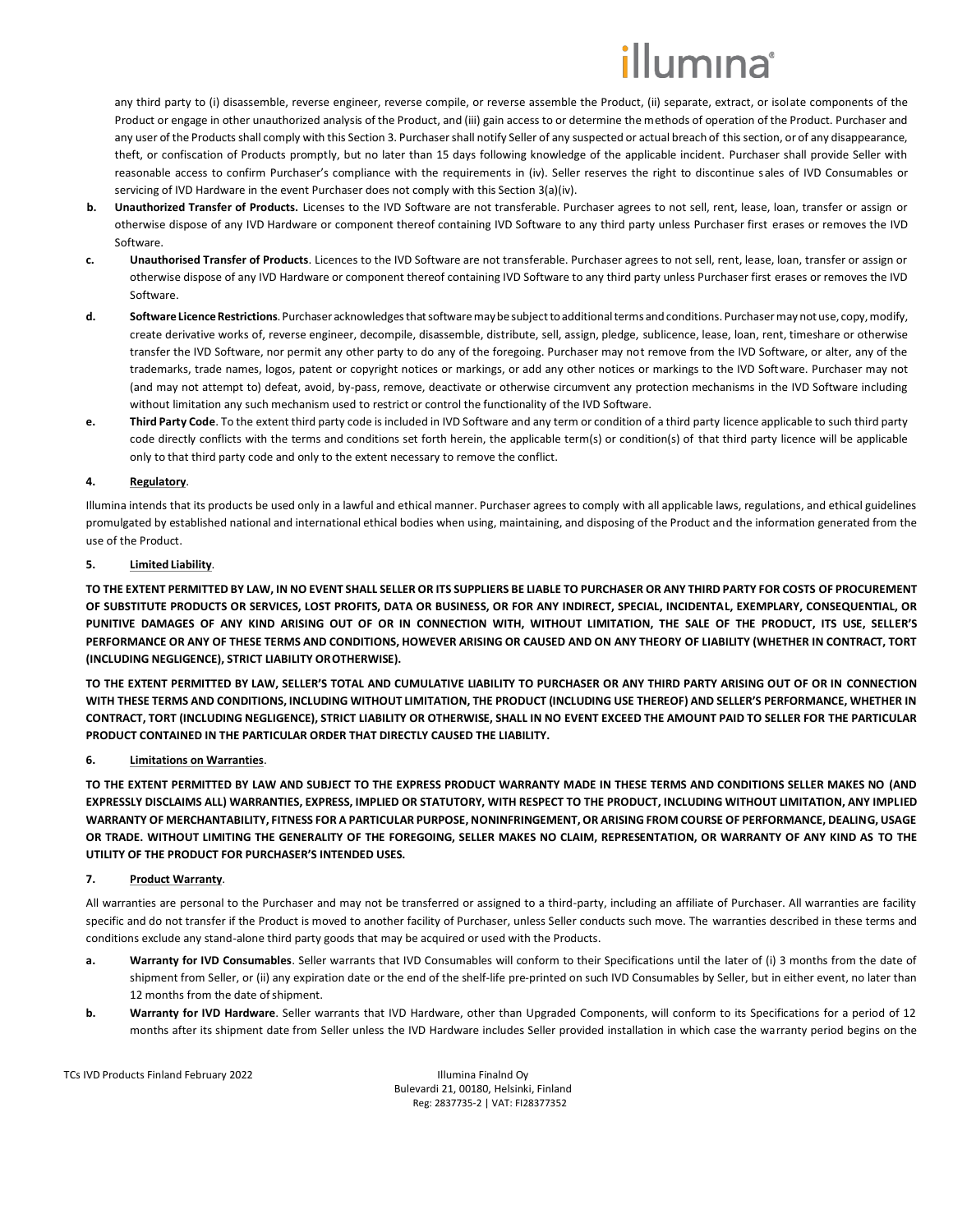any third party to (i) disassemble, reverse engineer, reverse compile, or reverse assemble the Product, (ii) separate, extract, or isolate components of the Product or engage in other unauthorized analysis of the Product, and (iii) gain access to or determine the methods of operation of the Product. Purchaser and any user of the Products shall comply with this Section 3. Purchaser shall notify Seller of any suspected or actual breach of this section, or of any disappearance, theft, or confiscation of Products promptly, but no later than 15 days following knowledge of the applicable incident. Purchaser shall provide Seller with reasonable access to confirm Purchaser's compliance with the requirements in (iv). Seller reserves the right to discontinue sales of IVD Consumables or servicing of IVD Hardware in the event Purchaser does not comply with this Section 3(a)(iv).

b. **Unauthorized Transfer of Products.** Licenses to the IVD Software are not transferable. Purchaser agrees to not sell, rent, lease, loan, transfer or assign or otherwise dispose of any IVD Hardware or component thereof containing IVD Software to any third party unless Purchaser first erases or removes the IVD Software.

c. **Unauthorised Transfer of Products**. Licences to the IVD Software are not transferable. Purchaser agrees to not sell, rent, lease, loan, transfer or assign or otherwise dispose of any IVD Hardware or component thereof containing IVD Software to any third party unless Purchaser first erases or removes the IVD Software.

d. **Software Licence Restrictions**. Purchaser acknowledges that software may be subject to additional terms and conditions. Purchaser may not use, copy, modify, create derivative works of, reverse engineer, decompile, disassemble, distribute, sell, assign, pledge, sublicence, lease, loan, rent, timeshare or otherwise transfer the IVD Software, nor permit any other party to do any of the foregoing. Purchaser may not remove from the IVD Software, or alter, any of the trademarks, trade names, logos, patent or copyright notices or markings, or add any other notices or markings to the IVD Software. Purchaser may not (and may not attempt to) defeat, avoid, by-pass, remove, deactivate or otherwise circumvent any protection mechanisms in the IVD Software including without limitation any such mechanism used to restrict or control the functionality of the IVD Software.

e. **Third Party Code**. To the extent third party code is included in IVD Software and any term or condition of a third party licence applicable to such third party code directly conflicts with the terms and conditions set forth herein, the applicable term(s) or condition(s) of that third party licence will be applicable only to that third party code and only to the extent necessary to remove the conflict.

## 4. Regulatory.

Illumina intends that its products be used only in a lawful and ethical manner. Purchaser agrees to comply with all applicable laws, regulations, and ethical guidelines promulgated by established national and international ethical bodies when using, maintaining, and disposing of the Product and the information generated from the use of the Product.

## 5. Limited Liability.

**TO THE EXTENT PERMITTED BY LAW, IN NO EVENT SHALL SELLER OR ITS SUPPLIERS BE LIABLE TO PURCHASER OR ANY THIRD PARTY FOR COSTS OF PROCUREMENT OF SUBSTITUTE PRODUCTS OR SERVICES, LOST PROFITS, DATA OR BUSINESS, OR FOR ANY INDIRECT, SPECIAL, INCIDENTAL, EXEMPLARY, CONSEQUENTIAL, OR PUNITIVE DAMAGES OF ANY KIND ARISING OUT OF OR IN CONNECTION WITH, WITHOUT LIMITATION, THE SALE OF THE PRODUCT, ITS USE, SELLER'S PERFORMANCE OR ANY OF THESE TERMS AND CONDITIONS, HOWEVER ARISING OR CAUSED AND ON ANY THEORY OF LIABILITY (WHETHER IN CONTRACT, TORT (INCLUDING NEGLIGENCE), STRICT LIABILITY OR OTHERWISE).**

**TO THE EXTENT PERMITTED BY LAW, SELLER'S TOTAL AND CUMULATIVE LIABILITY TO PURCHASER OR ANY THIRD PARTY ARISING OUT OF OR IN CONNECTION WITH THESE TERMS AND CONDITIONS, INCLUDING WITHOUT LIMITATION, THE PRODUCT (INCLUDING USE THEREOF) AND SELLER'S PERFORMANCE, WHETHER IN CONTRACT, TORT (INCLUDING NEGLIGENCE), STRICT LIABILITY OR OTHERWISE, SHALL IN NO EVENT EXCEED THE AMOUNT PAID TO SELLER FOR THE PARTICULAR PRODUCT CONTAINED IN THE PARTICULAR ORDER THAT DIRECTLY CAUSED THE LIABILITY.**

## 6. Limitations on Warranties.

**TO THE EXTENT PERMITTED BY LAW AND SUBJECT TO THE EXPRESS PRODUCT WARRANTY MADE IN THESE TERMS AND CONDITIONS SELLER MAKES NO (AND EXPRESSLY DISCLAIMS ALL) WARRANTIES, EXPRESS, IMPLIED OR STATUTORY, WITH RESPECT TO THE PRODUCT, INCLUDING WITHOUT LIMITATION, ANY IMPLIED WARRANTY OF MERCHANTABILITY, FITNESS FOR A PARTICULAR PURPOSE, NONINFRINGEMENT, OR ARISING FROM COURSE OF PERFORMANCE, DEALING, USAGE OR TRADE. WITHOUT LIMITING THE GENERALITY OF THE FOREGOING, SELLER MAKES NO CLAIM, REPRESENTATION, OR WARRANTY OF ANY KIND AS TO THE UTILITY OF THE PRODUCT FOR PURCHASER'S INTENDED USES.**

## 7. Product Warranty.

All warranties are personal to the Purchaser and may not be transferred or assigned to a third-party, including an affiliate of Purchaser. All warranties are facility specific and do not transfer if the Product is moved to another facility of Purchaser, unless Seller conducts such move. The warranties described in these terms and conditions exclude any stand-alone third party goods that may be acquired or used with the Products.

a. **Warranty for IVD Consumables**. Seller warrants that IVD Consumables will conform to their Specifications until the later of (i) 3 months from the date of shipment from Seller, or (ii) any expiration date or the end of the shelf-life pre-printed on such IVD Consumables by Seller, but in either event, no later than 12 months from the date of shipment.

b. **Warranty for IVD Hardware**. Seller warrants that IVD Hardware, other than Upgraded Components, will conform to its Specifications for a period of 12 months after its shipment date from Seller unless the IVD Hardware includes Seller provided installation in which case the warranty period begins on the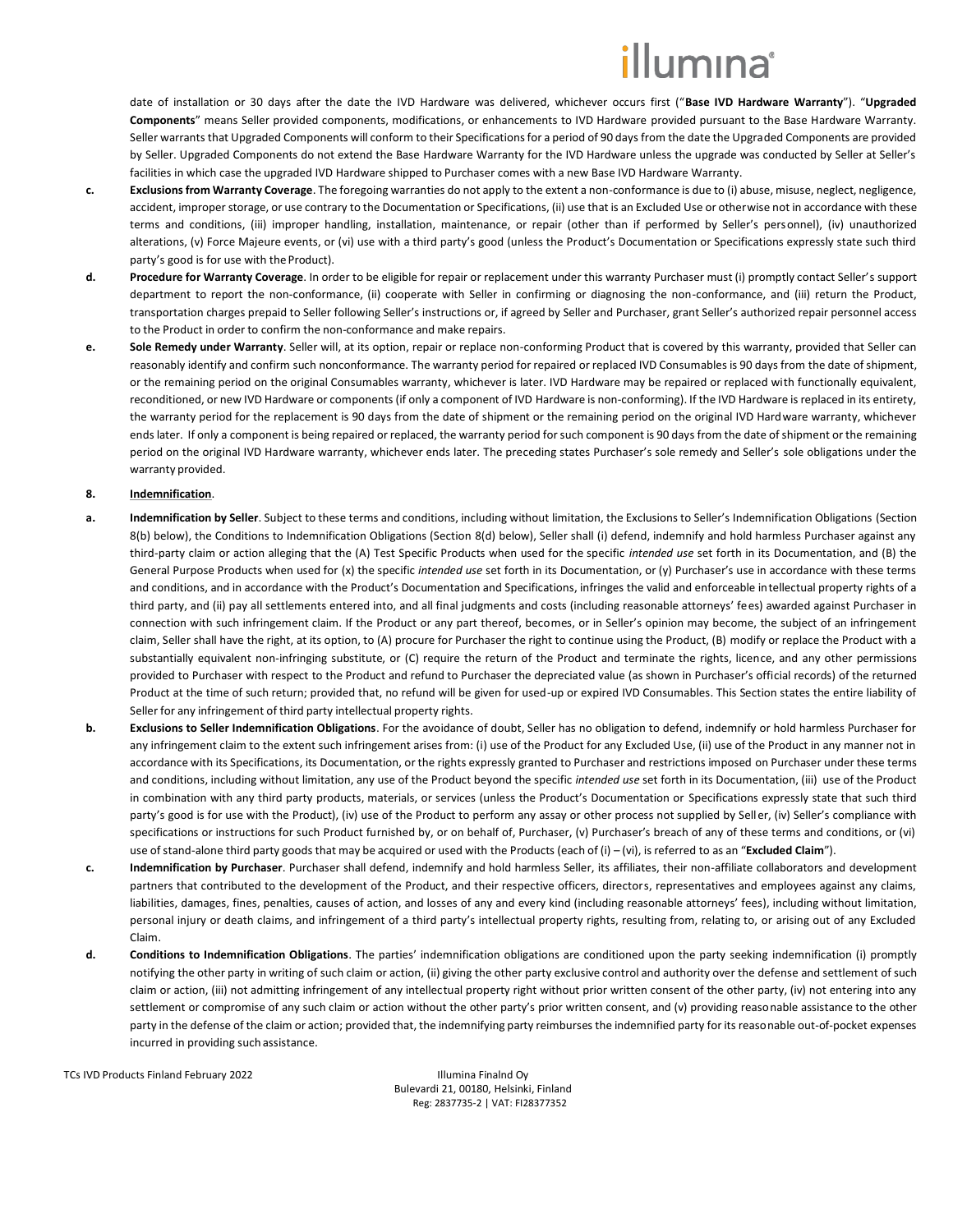date of installation or 30 days after the date the IVD Hardware was delivered, whichever occurs first ("**Base IVD Hardware Warranty**"). "**Upgraded Components**" means Seller provided components, modifications, or enhancements to IVD Hardware provided pursuant to the Base Hardware Warranty. Seller warrants that Upgraded Components will conform to their Specifications for a period of 90 days from the date the Upgraded Components are provided by Seller. Upgraded Components do not extend the Base Hardware Warranty for the IVD Hardware unless the upgrade was conducted by Seller at Seller's facilities in which case the upgraded IVD Hardware shipped to Purchaser comes with a new Base IVD Hardware Warranty.

**c. Exclusions from Warranty Coverage**. The foregoing warranties do not apply to the extent a non-conformance is due to (i) abuse, misuse, neglect, negligence, accident, improper storage, or use contrary to the Documentation or Specifications, (ii) use that is an Excluded Use or otherwise not in accordance with these terms and conditions, (iii) improper handling, installation, maintenance, or repair (other than if performed by Seller's personnel), (iv) unauthorized alterations, (v) Force Majeure events, or (vi) use with a third party's good (unless the Product's Documentation or Specifications expressly state such third party's good is for use with the Product).

**d. Procedure for Warranty Coverage**. In order to be eligible for repair or replacement under this warranty Purchaser must (i) promptly contact Seller's support department to report the non-conformance, (ii) cooperate with Seller in confirming or diagnosing the non-conformance, and (iii) return the Product, transportation charges prepaid to Seller following Seller's instructions or, if agreed by Seller and Purchaser, grant Seller's authorized repair personnel access to the Product in order to confirm the non-conformance and make repairs.

**e. Sole Remedy under Warranty**. Seller will, at its option, repair or replace non-conforming Product that is covered by this warranty, provided that Seller can reasonably identify and confirm such nonconformance. The warranty period for repaired or replaced IVD Consumables is 90 days from the date of shipment, or the remaining period on the original Consumables warranty, whichever is later. IVD Hardware may be repaired or replaced with functionally equivalent, reconditioned, or new IVD Hardware or components (if only a component of IVD Hardware is non-conforming). If the IVD Hardware is replaced in its entirety, the warranty period for the replacement is 90 days from the date of shipment or the remaining period on the original IVD Hardware warranty, whichever ends later. If only a component is being repaired or replaced, the warranty period for such component is 90 days from the date of shipment or the remaining period on the original IVD Hardware warranty, whichever ends later. The preceding states Purchaser's sole remedy and Seller's sole obligations under the warranty provided.

**8. Indemnification**.

**a. Indemnification by Seller**. Subject to these terms and conditions, including without limitation, the Exclusions to Seller's Indemnification Obligations (Section 8(b) below), the Conditions to Indemnification Obligations (Section 8(d) below), Seller shall (i) defend, indemnify and hold harmless Purchaser against any third-party claim or action alleging that the (A) Test Specific Products when used for the specific *intended use* set forth in its Documentation, and (B) the General Purpose Products when used for (x) the specific *intended use* set forth in its Documentation, or (y) Purchaser's use in accordance with these terms and conditions, and in accordance with the Product's Documentation and Specifications, infringes the valid and enforceable intellectual property rights of a third party, and (ii) pay all settlements entered into, and all final judgments and costs (including reasonable attorneys' fees) awarded against Purchaser in connection with such infringement claim. If the Product or any part thereof, becomes, or in Seller's opinion may become, the subject of an infringement claim, Seller shall have the right, at its option, to (A) procure for Purchaser the right to continue using the Product, (B) modify or replace the Product with a substantially equivalent non-infringing substitute, or (C) require the return of the Product and terminate the rights, licence, and any other permissions provided to Purchaser with respect to the Product and refund to Purchaser the depreciated value (as shown in Purchaser's official records) of the returned Product at the time of such return; provided that, no refund will be given for used-up or expired IVD Consumables. This Section states the entire liability of Seller for any infringement of third party intellectual property rights.

**b. Exclusions to Seller Indemnification Obligations**. For the avoidance of doubt, Seller has no obligation to defend, indemnify or hold harmless Purchaser for any infringement claim to the extent such infringement arises from: (i) use of the Product for any Excluded Use, (ii) use of the Product in any manner not in accordance with its Specifications, its Documentation, or the rights expressly granted to Purchaser and restrictions imposed on Purchaser under these terms and conditions, including without limitation, any use of the Product beyond the specific *intended use* set forth in its Documentation, (iii) use of the Product in combination with any third party products, materials, or services (unless the Product's Documentation or Specifications expressly state that such third party's good is for use with the Product), (iv) use of the Product to perform any assay or other process not supplied by Seller, (iv) Seller's compliance with specifications or instructions for such Product furnished by, or on behalf of, Purchaser, (v) Purchaser's breach of any of these terms and conditions, or (vi) use of stand-alone third party goods that may be acquired or used with the Products (each of (i) – (vi), is referred to as an "**Excluded Claim**").

**c. Indemnification by Purchaser**. Purchaser shall defend, indemnify and hold harmless Seller, its affiliates, their non-affiliate collaborators and development partners that contributed to the development of the Product, and their respective officers, directors, representatives and employees against any claims, liabilities, damages, fines, penalties, causes of action, and losses of any and every kind (including reasonable attorneys' fees), including without limitation, personal injury or death claims, and infringement of a third party's intellectual property rights, resulting from, relating to, or arising out of any Excluded Claim.

**d. Conditions to Indemnification Obligations**. The parties' indemnification obligations are conditioned upon the party seeking indemnification (i) promptly notifying the other party in writing of such claim or action, (ii) giving the other party exclusive control and authority over the defense and settlement of such claim or action, (iii) not admitting infringement of any intellectual property right without prior written consent of the other party, (iv) not entering into any settlement or compromise of any such claim or action without the other party's prior written consent, and (v) providing reasonable assistance to the other party in the defense of the claim or action; provided that, the indemnifying party reimburses the indemnified party for its reasonable out-of-pocket expenses incurred in providing such assistance.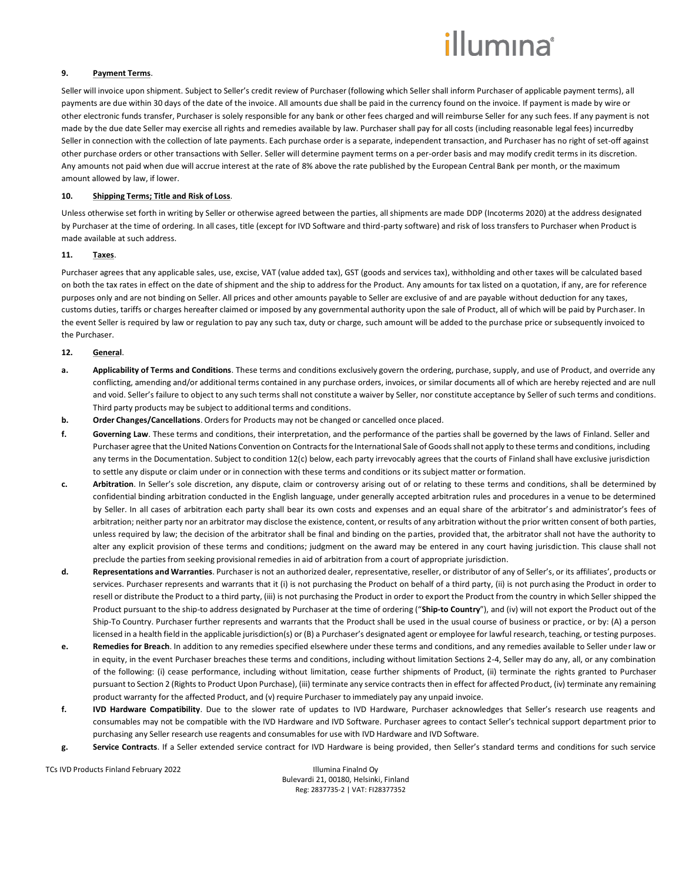**9. Payment Terms.**

Seller will invoice upon shipment. Subject to Seller's credit review of Purchaser (following which Seller shall inform Purchaser of applicable payment terms), all payments are due within 30 days of the date of the invoice. All amounts due shall be paid in the currency found on the invoice. If payment is made by wire or other electronic funds transfer, Purchaser is solely responsible for any bank or other fees charged and will reimburse Seller for any such fees. If any payment is not made by the due date Seller may exercise all rights and remedies available by law. Purchaser shall pay for all costs (including reasonable legal fees) incurredby Seller in connection with the collection of late payments. Each purchase order is a separate, independent transaction, and Purchaser has no right of set-off against other purchase orders or other transactions with Seller. Seller will determine payment terms on a per-order basis and may modify credit terms in its discretion. Any amounts not paid when due will accrue interest at the rate of 8% above the rate published by the European Central Bank per month, or the maximum amount allowed by law, if lower.

**10. Shipping Terms; Title and Risk of Loss.**

Unless otherwise set forth in writing by Seller or otherwise agreed between the parties, all shipments are made DDP (Incoterms 2020) at the address designated by Purchaser at the time of ordering. In all cases, title (except for IVD Software and third-party software) and risk of loss transfers to Purchaser when Product is made available at such address.

**11. Taxes.**

Purchaser agrees that any applicable sales, use, excise, VAT (value added tax), GST (goods and services tax), withholding and other taxes will be calculated based on both the tax rates in effect on the date of shipment and the ship to address for the Product. Any amounts for tax listed on a quotation, if any, are for reference purposes only and are not binding on Seller. All prices and other amounts payable to Seller are exclusive of and are payable without deduction for any taxes, customs duties, tariffs or charges hereafter claimed or imposed by any governmental authority upon the sale of Product, all of which will be paid by Purchaser. In the event Seller is required by law or regulation to pay any such tax, duty or charge, such amount will be added to the purchase price or subsequently invoiced to the Purchaser.

**12. General.**

**a. Applicability of Terms and Conditions**. These terms and conditions exclusively govern the ordering, purchase, supply, and use of Product, and override any conflicting, amending and/or additional terms contained in any purchase orders, invoices, or similar documents all of which are hereby rejected and are null and void. Seller's failure to object to any such terms shall not constitute a waiver by Seller, nor constitute acceptance by Seller of such terms and conditions. Third party products may be subject to additional terms and conditions.

**b. Order Changes/Cancellations**. Orders for Products may not be changed or cancelled once placed.

**f. Governing Law**. These terms and conditions, their interpretation, and the performance of the parties shall be governed by the laws of Finland. Seller and Purchaser agree that the United Nations Convention on Contracts for the International Sale of Goods shall not apply to these terms and conditions, including any terms in the Documentation. Subject to condition 12(c) below, each party irrevocably agrees that the courts of Finland shall have exclusive jurisdiction to settle any dispute or claim under or in connection with these terms and conditions or its subject matter or formation.

**c. Arbitration**. In Seller's sole discretion, any dispute, claim or controversy arising out of or relating to these terms and conditions, shall be determined by confidential binding arbitration conducted in the English language, under generally accepted arbitration rules and procedures in a venue to be determined by Seller. In all cases of arbitration each party shall bear its own costs and expenses and an equal share of the arbitrator's and administrator's fees of arbitration; neither party nor an arbitrator may disclose the existence, content, or results of any arbitration without the prior written consent of both parties, unless required by law; the decision of the arbitrator shall be final and binding on the parties, provided that, the arbitrator shall not have the authority to alter any explicit provision of these terms and conditions; judgment on the award may be entered in any court having jurisdiction. This clause shall not preclude the parties from seeking provisional remedies in aid of arbitration from a court of appropriate jurisdiction.

**d. Representations and Warranties**. Purchaser is not an authorized dealer, representative, reseller, or distributor of any of Seller's, or its affiliates', products or services. Purchaser represents and warrants that it (i) is not purchasing the Product on behalf of a third party, (ii) is not purchasing the Product in order to resell or distribute the Product to a third party, (iii) is not purchasing the Product in order to export the Product from the country in which Seller shipped the Product pursuant to the ship-to address designated by Purchaser at the time of ordering ("**Ship-to Country**"), and (iv) will not export the Product out of the Ship-To Country. Purchaser further represents and warrants that the Product shall be used in the usual course of business or practice, or by: (A) a person licensed in a health field in the applicable jurisdiction(s) or (B) a Purchaser's designated agent or employee for lawful research, teaching, or testing purposes.

**e. Remedies for Breach**. In addition to any remedies specified elsewhere under these terms and conditions, and any remedies available to Seller under law or in equity, in the event Purchaser breaches these terms and conditions, including without limitation Sections 2-4, Seller may do any, all, or any combination of the following: (i) cease performance, including without limitation, cease further shipments of Product, (ii) terminate the rights granted to Purchaser pursuant to Section 2 (Rights to Product Upon Purchase), (iii) terminate any service contracts then in effect for affected Product, (iv) terminate any remaining product warranty for the affected Product, and (v) require Purchaser to immediately pay any unpaid invoice.

**f. IVD Hardware Compatibility**. Due to the slower rate of updates to IVD Hardware, Purchaser acknowledges that Seller's research use reagents and consumables may not be compatible with the IVD Hardware and IVD Software. Purchaser agrees to contact Seller's technical support department prior to purchasing any Seller research use reagents and consumables for use with IVD Hardware and IVD Software.

**g. Service Contracts**. If a Seller extended service contract for IVD Hardware is being provided, then Seller's standard terms and conditions for such service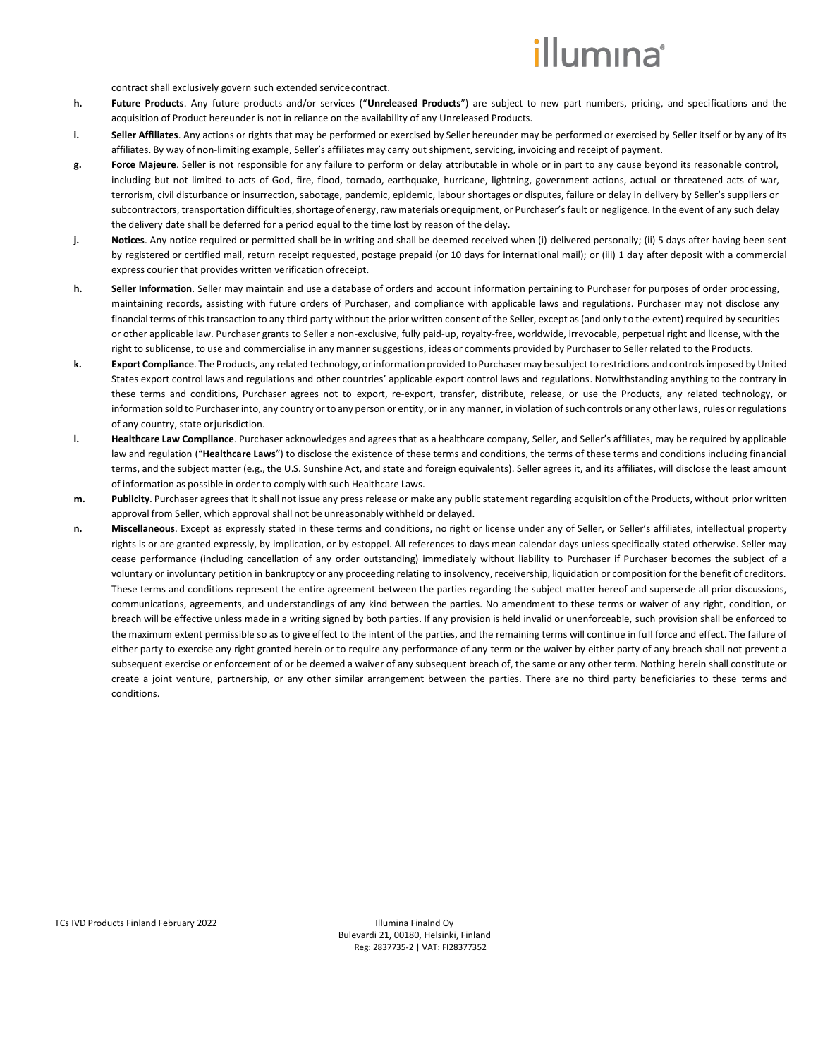contract shall exclusively govern such extended service contract.

**h.** **Future Products**. Any future products and/or services ("**Unreleased Products**") are subject to new part numbers, pricing, and specifications and the acquisition of Product hereunder is not in reliance on the availability of any Unreleased Products.

**i.** **Seller Affiliates**. Any actions or rights that may be performed or exercised by Seller hereunder may be performed or exercised by Seller itself or by any of its affiliates. By way of non-limiting example, Seller's affiliates may carry out shipment, servicing, invoicing and receipt of payment.

**g.** **Force Majeure**. Seller is not responsible for any failure to perform or delay attributable in whole or in part to any cause beyond its reasonable control, including but not limited to acts of God, fire, flood, tornado, earthquake, hurricane, lightning, government actions, actual or threatened acts of war, terrorism, civil disturbance or insurrection, sabotage, pandemic, epidemic, labour shortages or disputes, failure or delay in delivery by Seller's suppliers or subcontractors, transportation difficulties, shortage of energy, raw materials or equipment, or Purchaser's fault or negligence. In the event of any such delay the delivery date shall be deferred for a period equal to the time lost by reason of the delay.

**j.** **Notices**. Any notice required or permitted shall be in writing and shall be deemed received when (i) delivered personally; (ii) 5 days after having been sent by registered or certified mail, return receipt requested, postage prepaid (or 10 days for international mail); or (iii) 1 day after deposit with a commercial express courier that provides written verification of receipt.

**h.** **Seller Information**. Seller may maintain and use a database of orders and account information pertaining to Purchaser for purposes of order processing, maintaining records, assisting with future orders of Purchaser, and compliance with applicable laws and regulations. Purchaser may not disclose any financial terms of this transaction to any third party without the prior written consent of the Seller, except as (and only to the extent) required by securities or other applicable law. Purchaser grants to Seller a non-exclusive, fully paid-up, royalty-free, worldwide, irrevocable, perpetual right and license, with the right to sublicense, to use and commercialise in any manner suggestions, ideas or comments provided by Purchaser to Seller related to the Products.

**k.** **Export Compliance**. The Products, any related technology, or information provided to Purchaser may be subject to restrictions and controls imposed by United States export control laws and regulations and other countries' applicable export control laws and regulations. Notwithstanding anything to the contrary in these terms and conditions, Purchaser agrees not to export, re-export, transfer, distribute, release, or use the Products, any related technology, or information sold to Purchaser into, any country or to any person or entity, or in any manner, in violation of such controls or any other laws, rules or regulations of any country, state or jurisdiction.

**l.** **Healthcare Law Compliance**. Purchaser acknowledges and agrees that as a healthcare company, Seller, and Seller's affiliates, may be required by applicable law and regulation ("**Healthcare Laws**") to disclose the existence of these terms and conditions, the terms of these terms and conditions including financial terms, and the subject matter (e.g., the U.S. Sunshine Act, and state and foreign equivalents). Seller agrees it, and its affiliates, will disclose the least amount of information as possible in order to comply with such Healthcare Laws.

**m.** **Publicity**. Purchaser agrees that it shall not issue any press release or make any public statement regarding acquisition of the Products, without prior written approval from Seller, which approval shall not be unreasonably withheld or delayed.

**n.** **Miscellaneous**. Except as expressly stated in these terms and conditions, no right or license under any of Seller, or Seller's affiliates, intellectual property rights is or are granted expressly, by implication, or by estoppel. All references to days mean calendar days unless specifically stated otherwise. Seller may cease performance (including cancellation of any order outstanding) immediately without liability to Purchaser if Purchaser becomes the subject of a voluntary or involuntary petition in bankruptcy or any proceeding relating to insolvency, receivership, liquidation or composition for the benefit of creditors. These terms and conditions represent the entire agreement between the parties regarding the subject matter hereof and supersede all prior discussions, communications, agreements, and understandings of any kind between the parties. No amendment to these terms or waiver of any right, condition, or breach will be effective unless made in a writing signed by both parties. If any provision is held invalid or unenforceable, such provision shall be enforced to the maximum extent permissible so as to give effect to the intent of the parties, and the remaining terms will continue in full force and effect. The failure of either party to exercise any right granted herein or to require any performance of any term or the waiver by either party of any breach shall not prevent a subsequent exercise or enforcement of or be deemed a waiver of any subsequent breach of, the same or any other term. Nothing herein shall constitute or create a joint venture, partnership, or any other similar arrangement between the parties. There are no third party beneficiaries to these terms and conditions.